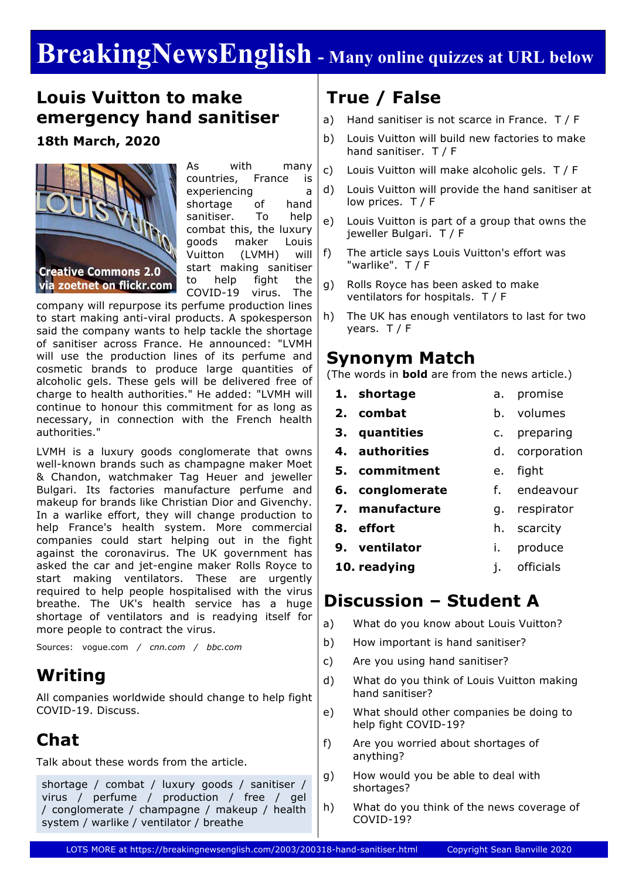# BreakingNewsEnglish - Many online quizzes at URL below

## Louis Vuitton to make emergency hand sanitiser

**18th March, 2020**

Creative Commons 2.0 via zoetnet on flickr.com

As with many countries, France is experiencing a shortage of hand sanitiser. To help combat this, the luxury goods maker Louis Vuitton (LVMH) will start making sanitiser to help fight the COVID-19 virus. The company will repurpose its perfume production lines to start making anti-viral products. A spokesperson said the company wants to help tackle the shortage of sanitiser across France. He announced: "LVMH will use the production lines of its perfume and cosmetic brands to produce large quantities of alcoholic gels. These gels will be delivered free of charge to health authorities." He added: "LVMH will continue to honour this commitment for as long as necessary, in connection with the French health authorities."

LVMH is a luxury goods conglomerate that owns well-known brands such as champagne maker Moet & Chandon, watchmaker Tag Heuer and jeweller Bulgari. Its factories manufacture perfume and makeup for brands like Christian Dior and Givenchy. In a warlike effort, they will change production to help France's health system. More commercial companies could start helping out in the fight against the coronavirus. The UK government has asked the car and jet-engine maker Rolls Royce to start making ventilators. These are urgently required to help people hospitalised with the virus breathe. The UK's health service has a huge shortage of ventilators and is readying itself for more people to contract the virus.

Sources: vogue.com / *cnn.com* / *bbc.com*

## Writing

All companies worldwide should change to help fight COVID-19. Discuss.

## Chat

Talk about these words from the article.

shortage / combat / luxury goods / sanitiser / virus / perfume / production / free / gel / conglomerate / champagne / makeup / health system / warlike / ventilator / breathe

## True / False

a) Hand sanitiser is not scarce in France. T / F

b) Louis Vuitton will build new factories to make hand sanitiser. T / F

c) Louis Vuitton will make alcoholic gels. T / F

d) Louis Vuitton will provide the hand sanitiser at low prices. T / F

e) Louis Vuitton is part of a group that owns the jeweller Bulgari. T / F

f) The article says Louis Vuitton's effort was "warlike". T / F

g) Rolls Royce has been asked to make ventilators for hospitals. T / F

h) The UK has enough ventilators to last for two years. T / F

## Synonym Match

(The words in **bold** are from the news article.)

| | |
|---|---|
| **1. shortage** | a. promise |
| **2. combat** | b. volumes |
| **3. quantities** | c. preparing |
| **4. authorities** | d. corporation |
| **5. commitment** | e. fight |
| **6. conglomerate** | f. endeavour |
| **7. manufacture** | g. respirator |
| **8. effort** | h. scarcity |
| **9. ventilator** | i. produce |
| **10. readying** | j. officials |

## Discussion – Student A

a) What do you know about Louis Vuitton?

b) How important is hand sanitiser?

c) Are you using hand sanitiser?

d) What do you think of Louis Vuitton making hand sanitiser?

e) What should other companies be doing to help fight COVID-19?

f) Are you worried about shortages of anything?

g) How would you be able to deal with shortages?

h) What do you think of the news coverage of COVID-19?

LOTS MORE at https://breakingnewsenglish.com/2003/200318-hand-sanitiser.html Copyright Sean Banville 2020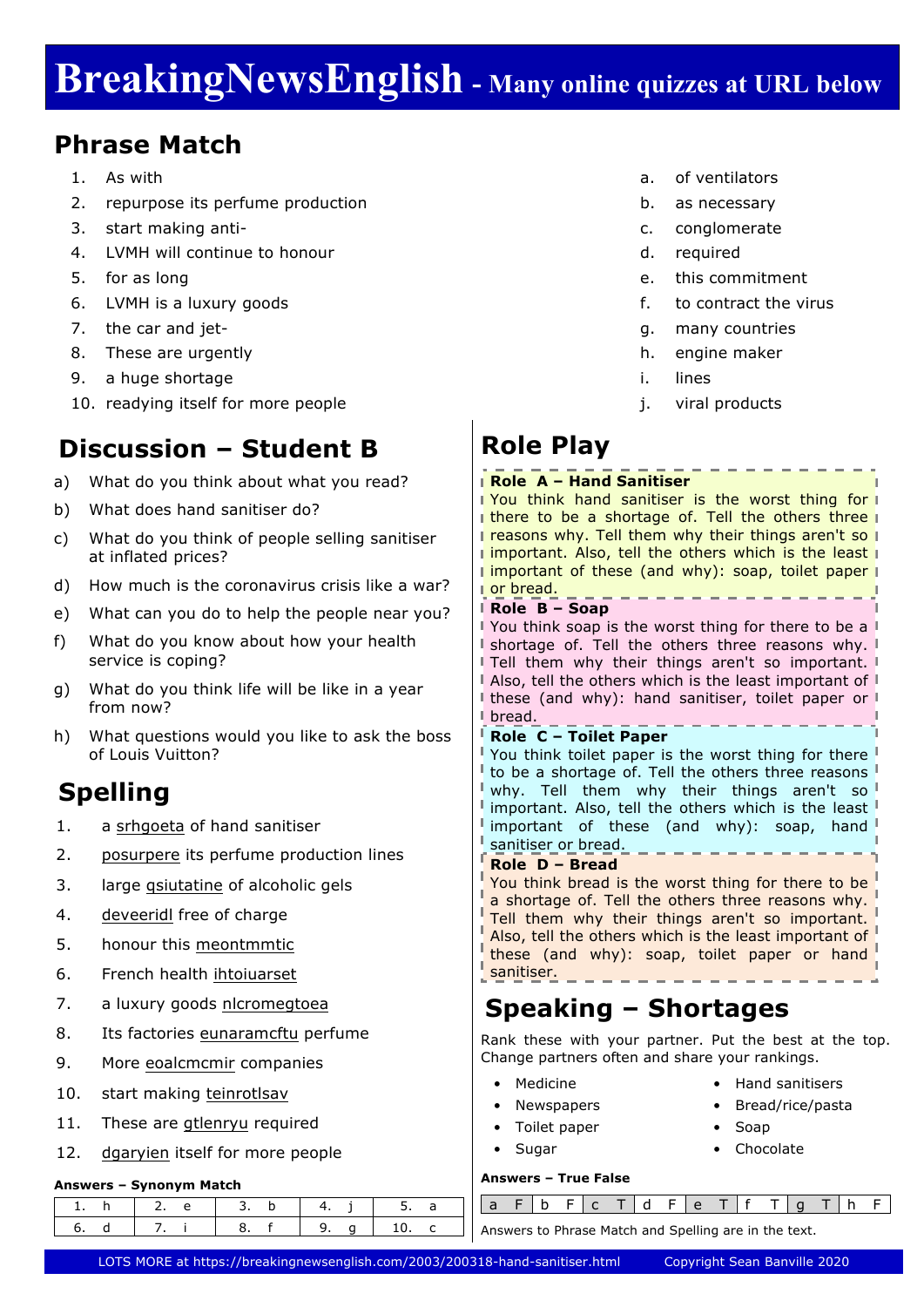# BreakingNewsEnglish - Many online quizzes at URL below

## Phrase Match

1. As with
2. repurpose its perfume production
3. start making anti-
4. LVMH will continue to honour
5. for as long
6. LVMH is a luxury goods
7. the car and jet-
8. These are urgently
9. a huge shortage
10. readying itself for more people

a. of ventilators
b. as necessary
c. conglomerate
d. required
e. this commitment
f. to contract the virus
g. many countries
h. engine maker
i. lines
j. viral products

## Discussion – Student B

a) What do you think about what you read?
b) What does hand sanitiser do?
c) What do you think of people selling sanitiser at inflated prices?
d) How much is the coronavirus crisis like a war?
e) What can you do to help the people near you?
f) What do you know about how your health service is coping?
g) What do you think life will be like in a year from now?
h) What questions would you like to ask the boss of Louis Vuitton?

## Spelling

1. a srhgoeta of hand sanitiser
2. posurpere its perfume production lines
3. large qsiutatine of alcoholic gels
4. deveeridl free of charge
5. honour this meontmmtic
6. French health ihtoiuarset
7. a luxury goods nlcromegtoea
8. Its factories eunaramcftu perfume
9. More eoalcmcmir companies
10. start making teinrotlsav
11. These are gtlenryu required
12. dgaryien itself for more people

**Answers – Synonym Match**

| | | | | |
|---|---|---|---|---|
| 1. h | 2. e | 3. b | 4. j | 5. a |
| 6. d | 7. i | 8. f | 9. g | 10. c |

## Role Play

**Role A – Hand Sanitiser**
You think hand sanitiser is the worst thing for there to be a shortage of. Tell the others three reasons why. Tell them why their things aren't so important. Also, tell the others which is the least important of these (and why): soap, toilet paper or bread.

**Role B – Soap**
You think soap is the worst thing for there to be a shortage of. Tell the others three reasons why. Tell them why their things aren't so important. Also, tell the others which is the least important of these (and why): hand sanitiser, toilet paper or bread.

**Role C – Toilet Paper**
You think toilet paper is the worst thing for there to be a shortage of. Tell the others three reasons why. Tell them why their things aren't so important. Also, tell the others which is the least important of these (and why): soap, hand sanitiser or bread.

**Role D – Bread**
You think bread is the worst thing for there to be a shortage of. Tell the others three reasons why. Tell them why their things aren't so important. Also, tell the others which is the least important of these (and why): soap, toilet paper or hand sanitiser.

## Speaking – Shortages

Rank these with your partner. Put the best at the top. Change partners often and share your rankings.

- Medicine
- Newspapers
- Toilet paper
- Sugar
- Hand sanitisers
- Bread/rice/pasta
- Soap
- Chocolate

**Answers – True False**

| | | | | | | | | | | | | | | | |
|---|---|---|---|---|---|---|---|---|---|---|---|---|---|---|---|
| a | F | b | F | c | T | d | F | e | T | f | T | g | T | h | F |

Answers to Phrase Match and Spelling are in the text.

LOTS MORE at https://breakingnewsenglish.com/2003/200318-hand-sanitiser.html Copyright Sean Banville 2020